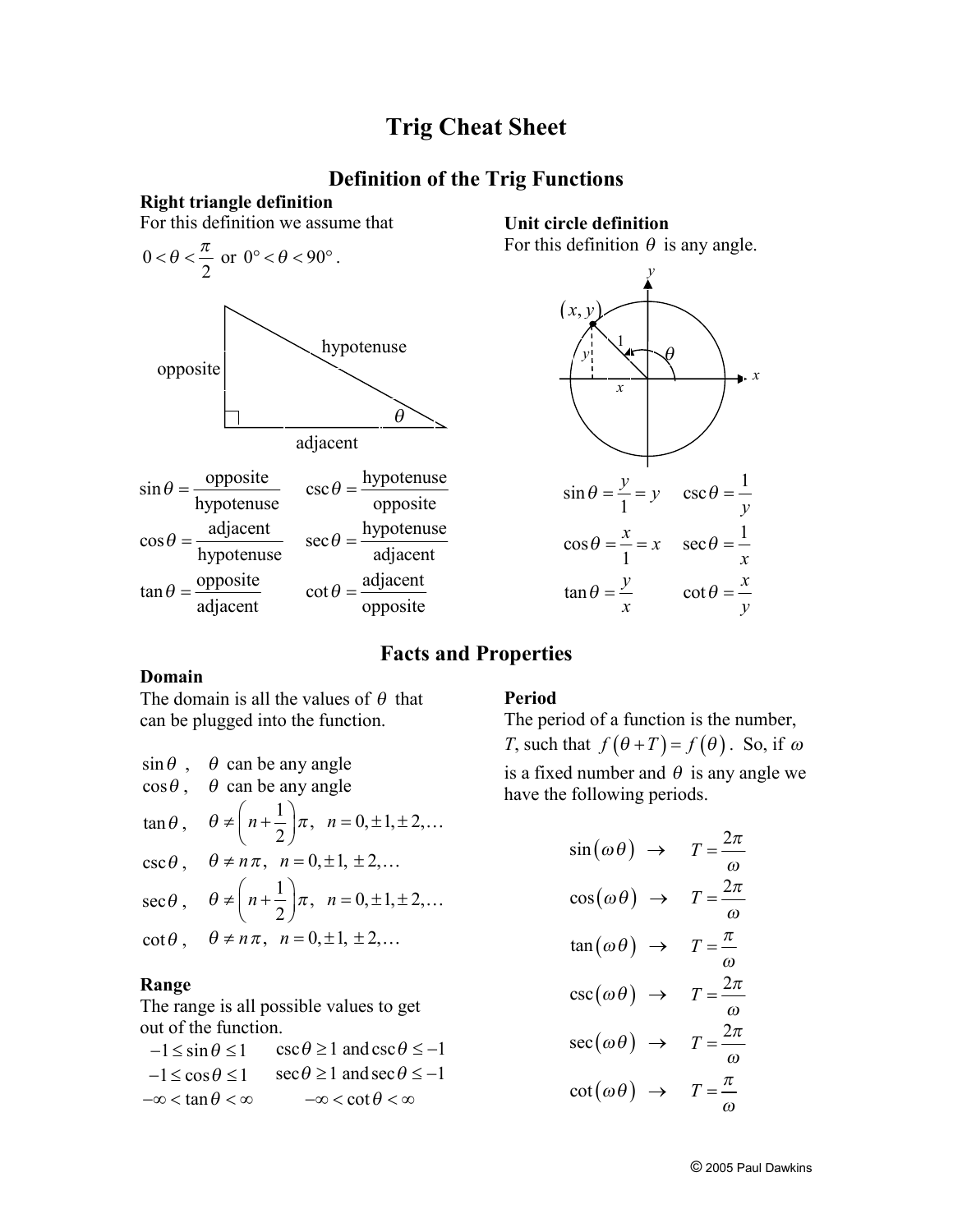# Trig Cheat Sheet

## Definition of the Trig Functions

### Right triangle definition

For this definition we assume that

$0 < \theta < \frac{\pi}{2}$ or $0° < \theta < 90°$.

$$\sin\theta = \frac{\text{opposite}}{\text{hypotenuse}} \qquad \csc\theta = \frac{\text{hypotenuse}}{\text{opposite}}$$

$$\cos\theta = \frac{\text{adjacent}}{\text{hypotenuse}} \qquad \sec\theta = \frac{\text{hypotenuse}}{\text{adjacent}}$$

$$\tan\theta = \frac{\text{opposite}}{\text{adjacent}} \qquad \cot\theta = \frac{\text{adjacent}}{\text{opposite}}$$

### Unit circle definition

For this definition $\theta$ is any angle.

$$\sin\theta = \frac{y}{1} = y \qquad \csc\theta = \frac{1}{y}$$

$$\cos\theta = \frac{x}{1} = x \qquad \sec\theta = \frac{1}{x}$$

$$\tan\theta = \frac{y}{x} \qquad \cot\theta = \frac{x}{y}$$

## Facts and Properties

### Domain

The domain is all the values of $\theta$ that can be plugged into the function.

$\sin\theta$, $\theta$ can be any angle

$\cos\theta$, $\theta$ can be any angle

$\tan\theta$, $\theta \neq \left(n + \frac{1}{2}\right)\pi, \quad n = 0, \pm 1, \pm 2, \ldots$

$\csc\theta$, $\theta \neq n\pi, \quad n = 0, \pm 1, \pm 2, \ldots$

$\sec\theta$, $\theta \neq \left(n + \frac{1}{2}\right)\pi, \quad n = 0, \pm 1, \pm 2, \ldots$

$\cot\theta$, $\theta \neq n\pi, \quad n = 0, \pm 1, \pm 2, \ldots$

### Range

The range is all possible values to get out of the function.

$-1 \leq \sin\theta \leq 1 \qquad \csc\theta \geq 1$ and $\csc\theta \leq -1$

$-1 \leq \cos\theta \leq 1 \qquad \sec\theta \geq 1$ and $\sec\theta \leq -1$

$-\infty < \tan\theta < \infty \qquad -\infty < \cot\theta < \infty$

### Period

The period of a function is the number, $T$, such that $f(\theta + T) = f(\theta)$. So, if $\omega$ is a fixed number and $\theta$ is any angle we have the following periods.

$$\sin(\omega\theta) \rightarrow T = \frac{2\pi}{\omega}$$

$$\cos(\omega\theta) \rightarrow T = \frac{2\pi}{\omega}$$

$$\tan(\omega\theta) \rightarrow T = \frac{\pi}{\omega}$$

$$\csc(\omega\theta) \rightarrow T = \frac{2\pi}{\omega}$$

$$\sec(\omega\theta) \rightarrow T = \frac{2\pi}{\omega}$$

$$\cot(\omega\theta) \rightarrow T = \frac{\pi}{\omega}$$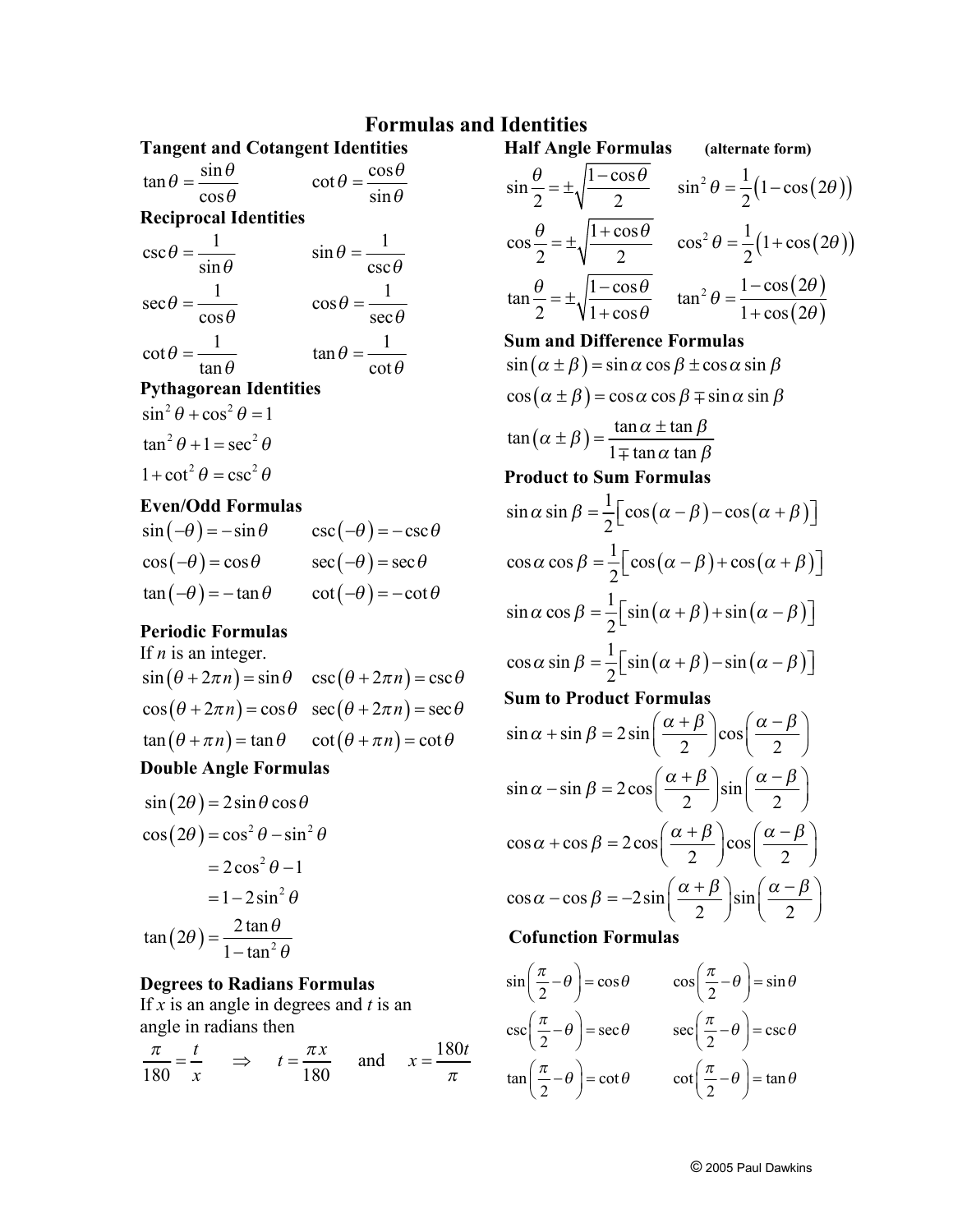# Formulas and Identities

### Tangent and Cotangent Identities

$$\tan\theta = \frac{\sin\theta}{\cos\theta} \qquad \cot\theta = \frac{\cos\theta}{\sin\theta}$$

### Reciprocal Identities

$$\csc\theta = \frac{1}{\sin\theta} \qquad \sin\theta = \frac{1}{\csc\theta}$$

$$\sec\theta = \frac{1}{\cos\theta} \qquad \cos\theta = \frac{1}{\sec\theta}$$

$$\cot\theta = \frac{1}{\tan\theta} \qquad \tan\theta = \frac{1}{\cot\theta}$$

### Pythagorean Identities

$$\sin^2\theta + \cos^2\theta = 1$$

$$\tan^2\theta + 1 = \sec^2\theta$$

$$1 + \cot^2\theta = \csc^2\theta$$

### Even/Odd Formulas

$$\sin(-\theta) = -\sin\theta \qquad \csc(-\theta) = -\csc\theta$$

$$\cos(-\theta) = \cos\theta \qquad \sec(-\theta) = \sec\theta$$

$$\tan(-\theta) = -\tan\theta \qquad \cot(-\theta) = -\cot\theta$$

### Periodic Formulas

If $n$ is an integer.

$$\sin(\theta + 2\pi n) = \sin\theta \qquad \csc(\theta + 2\pi n) = \csc\theta$$

$$\cos(\theta + 2\pi n) = \cos\theta \qquad \sec(\theta + 2\pi n) = \sec\theta$$

$$\tan(\theta + \pi n) = \tan\theta \qquad \cot(\theta + \pi n) = \cot\theta$$

### Double Angle Formulas

$$\sin(2\theta) = 2\sin\theta\cos\theta$$

$$\begin{aligned}\cos(2\theta) &= \cos^2\theta - \sin^2\theta \\ &= 2\cos^2\theta - 1 \\ &= 1 - 2\sin^2\theta\end{aligned}$$

$$\tan(2\theta) = \frac{2\tan\theta}{1 - \tan^2\theta}$$

### Degrees to Radians Formulas

If $x$ is an angle in degrees and $t$ is an angle in radians then

$$\frac{\pi}{180} = \frac{t}{x} \quad \Rightarrow \quad t = \frac{\pi x}{180} \quad \text{and} \quad x = \frac{180t}{\pi}$$

### Half Angle Formulas (alternate form)

$$\sin\frac{\theta}{2} = \pm\sqrt{\frac{1-\cos\theta}{2}} \qquad \sin^2\theta = \frac{1}{2}\left(1 - \cos(2\theta)\right)$$

$$\cos\frac{\theta}{2} = \pm\sqrt{\frac{1+\cos\theta}{2}} \qquad \cos^2\theta = \frac{1}{2}\left(1 + \cos(2\theta)\right)$$

$$\tan\frac{\theta}{2} = \pm\sqrt{\frac{1-\cos\theta}{1+\cos\theta}} \qquad \tan^2\theta = \frac{1-\cos(2\theta)}{1+\cos(2\theta)}$$

### Sum and Difference Formulas

$$\sin(\alpha \pm \beta) = \sin\alpha\cos\beta \pm \cos\alpha\sin\beta$$

$$\cos(\alpha \pm \beta) = \cos\alpha\cos\beta \mp \sin\alpha\sin\beta$$

$$\tan(\alpha \pm \beta) = \frac{\tan\alpha \pm \tan\beta}{1 \mp \tan\alpha\tan\beta}$$

### Product to Sum Formulas

$$\sin\alpha\sin\beta = \frac{1}{2}\left[\cos(\alpha - \beta) - \cos(\alpha + \beta)\right]$$

$$\cos\alpha\cos\beta = \frac{1}{2}\left[\cos(\alpha - \beta) + \cos(\alpha + \beta)\right]$$

$$\sin\alpha\cos\beta = \frac{1}{2}\left[\sin(\alpha + \beta) + \sin(\alpha - \beta)\right]$$

$$\cos\alpha\sin\beta = \frac{1}{2}\left[\sin(\alpha + \beta) - \sin(\alpha - \beta)\right]$$

### Sum to Product Formulas

$$\sin\alpha + \sin\beta = 2\sin\left(\frac{\alpha+\beta}{2}\right)\cos\left(\frac{\alpha-\beta}{2}\right)$$

$$\sin\alpha - \sin\beta = 2\cos\left(\frac{\alpha+\beta}{2}\right)\sin\left(\frac{\alpha-\beta}{2}\right)$$

$$\cos\alpha + \cos\beta = 2\cos\left(\frac{\alpha+\beta}{2}\right)\cos\left(\frac{\alpha-\beta}{2}\right)$$

$$\cos\alpha - \cos\beta = -2\sin\left(\frac{\alpha+\beta}{2}\right)\sin\left(\frac{\alpha-\beta}{2}\right)$$

### Cofunction Formulas

$$\sin\left(\frac{\pi}{2} - \theta\right) = \cos\theta \qquad \cos\left(\frac{\pi}{2} - \theta\right) = \sin\theta$$

$$\csc\left(\frac{\pi}{2} - \theta\right) = \sec\theta \qquad \sec\left(\frac{\pi}{2} - \theta\right) = \csc\theta$$

$$\tan\left(\frac{\pi}{2} - \theta\right) = \cot\theta \qquad \cot\left(\frac{\pi}{2} - \theta\right) = \tan\theta$$

© 2005 Paul Dawkins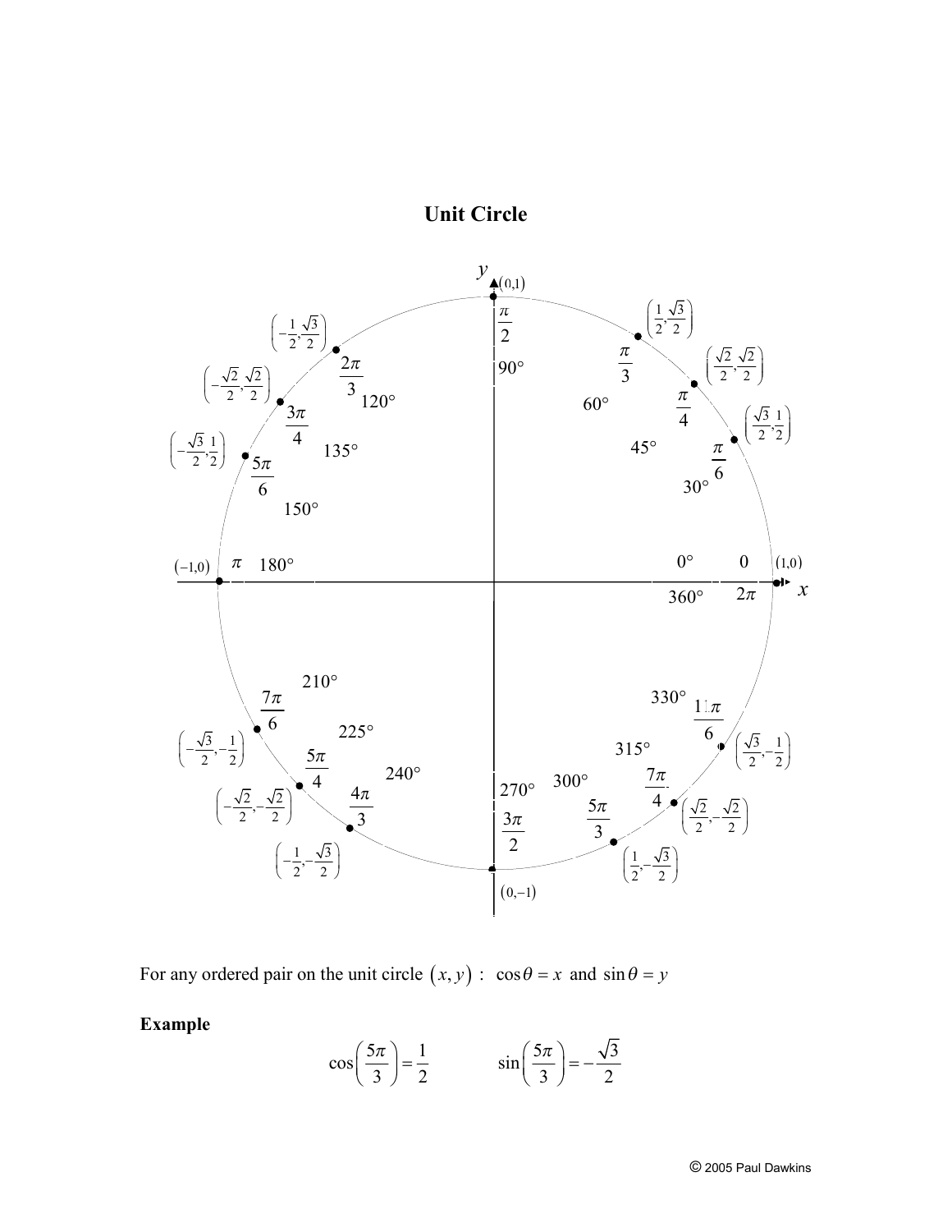# Unit Circle

| Degrees | Radians | Point $(x, y)$ |
| --- | --- | --- |
| $0°$ / $360°$ | $0$ / $2\pi$ | $(1,0)$ |
| $30°$ | $\frac{\pi}{6}$ | $\left(\frac{\sqrt{3}}{2},\frac{1}{2}\right)$ |
| $45°$ | $\frac{\pi}{4}$ | $\left(\frac{\sqrt{2}}{2},\frac{\sqrt{2}}{2}\right)$ |
| $60°$ | $\frac{\pi}{3}$ | $\left(\frac{1}{2},\frac{\sqrt{3}}{2}\right)$ |
| $90°$ | $\frac{\pi}{2}$ | $(0,1)$ |
| $120°$ | $\frac{2\pi}{3}$ | $\left(-\frac{1}{2},\frac{\sqrt{3}}{2}\right)$ |
| $135°$ | $\frac{3\pi}{4}$ | $\left(-\frac{\sqrt{2}}{2},\frac{\sqrt{2}}{2}\right)$ |
| $150°$ | $\frac{5\pi}{6}$ | $\left(-\frac{\sqrt{3}}{2},\frac{1}{2}\right)$ |
| $180°$ | $\pi$ | $(-1,0)$ |
| $210°$ | $\frac{7\pi}{6}$ | $\left(-\frac{\sqrt{3}}{2},-\frac{1}{2}\right)$ |
| $225°$ | $\frac{5\pi}{4}$ | $\left(-\frac{\sqrt{2}}{2},-\frac{\sqrt{2}}{2}\right)$ |
| $240°$ | $\frac{4\pi}{3}$ | $\left(-\frac{1}{2},-\frac{\sqrt{3}}{2}\right)$ |
| $270°$ | $\frac{3\pi}{2}$ | $(0,-1)$ |
| $300°$ | $\frac{5\pi}{3}$ | $\left(\frac{1}{2},-\frac{\sqrt{3}}{2}\right)$ |
| $315°$ | $\frac{7\pi}{4}$ | $\left(\frac{\sqrt{2}}{2},-\frac{\sqrt{2}}{2}\right)$ |
| $330°$ | $\frac{11\pi}{6}$ | $\left(\frac{\sqrt{3}}{2},-\frac{1}{2}\right)$ |

For any ordered pair on the unit circle $(x, y)$ : $\cos\theta = x$ and $\sin\theta = y$

**Example**

$$\cos\left(\frac{5\pi}{3}\right) = \frac{1}{2} \qquad \sin\left(\frac{5\pi}{3}\right) = -\frac{\sqrt{3}}{2}$$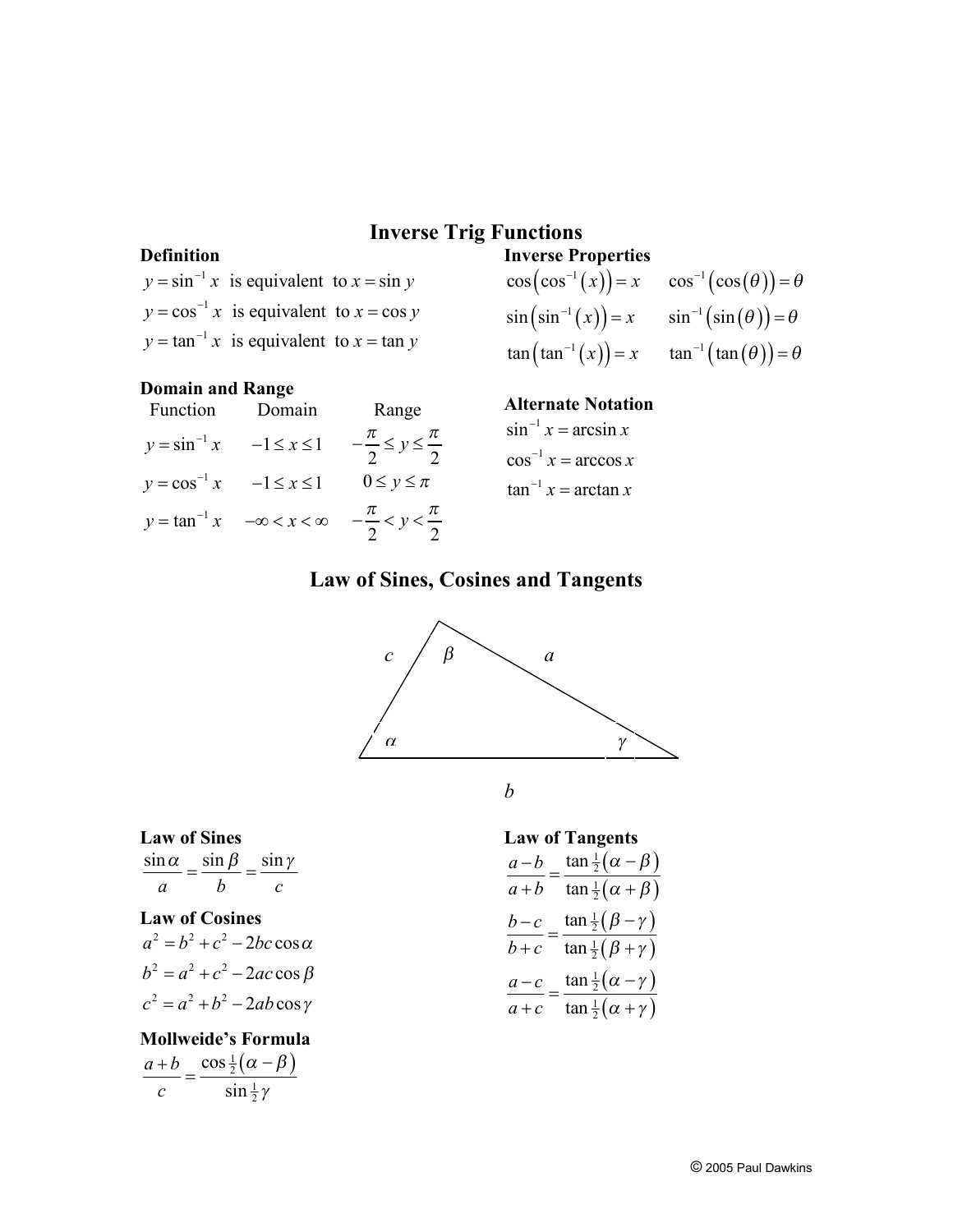## Inverse Trig Functions

### Definition

$y = \sin^{-1} x$ is equivalent to $x = \sin y$

$y = \cos^{-1} x$ is equivalent to $x = \cos y$

$y = \tan^{-1} x$ is equivalent to $x = \tan y$

### Domain and Range

| Function | Domain | Range |
|---|---|---|
| $y = \sin^{-1} x$ | $-1 \le x \le 1$ | $-\frac{\pi}{2} \le y \le \frac{\pi}{2}$ |
| $y = \cos^{-1} x$ | $-1 \le x \le 1$ | $0 \le y \le \pi$ |
| $y = \tan^{-1} x$ | $-\infty < x < \infty$ | $-\frac{\pi}{2} < y < \frac{\pi}{2}$ |

### Inverse Properties

$\cos\left(\cos^{-1}(x)\right) = x \qquad \cos^{-1}\left(\cos(\theta)\right) = \theta$

$\sin\left(\sin^{-1}(x)\right) = x \qquad \sin^{-1}\left(\sin(\theta)\right) = \theta$

$\tan\left(\tan^{-1}(x)\right) = x \qquad \tan^{-1}\left(\tan(\theta)\right) = \theta$

### Alternate Notation

$\sin^{-1} x = \arcsin x$

$\cos^{-1} x = \arccos x$

$\tan^{-1} x = \arctan x$

## Law of Sines, Cosines and Tangents

c β a

α γ

b

### Law of Sines

$$\frac{\sin\alpha}{a} = \frac{\sin\beta}{b} = \frac{\sin\gamma}{c}$$

### Law of Cosines

$$a^2 = b^2 + c^2 - 2bc\cos\alpha$$

$$b^2 = a^2 + c^2 - 2ac\cos\beta$$

$$c^2 = a^2 + b^2 - 2ab\cos\gamma$$

### Mollweide's Formula

$$\frac{a+b}{c} = \frac{\cos\frac{1}{2}(\alpha - \beta)}{\sin\frac{1}{2}\gamma}$$

### Law of Tangents

$$\frac{a-b}{a+b} = \frac{\tan\frac{1}{2}(\alpha - \beta)}{\tan\frac{1}{2}(\alpha + \beta)}$$

$$\frac{b-c}{b+c} = \frac{\tan\frac{1}{2}(\beta - \gamma)}{\tan\frac{1}{2}(\beta + \gamma)}$$

$$\frac{a-c}{a+c} = \frac{\tan\frac{1}{2}(\alpha - \gamma)}{\tan\frac{1}{2}(\alpha + \gamma)}$$

© 2005 Paul Dawkins